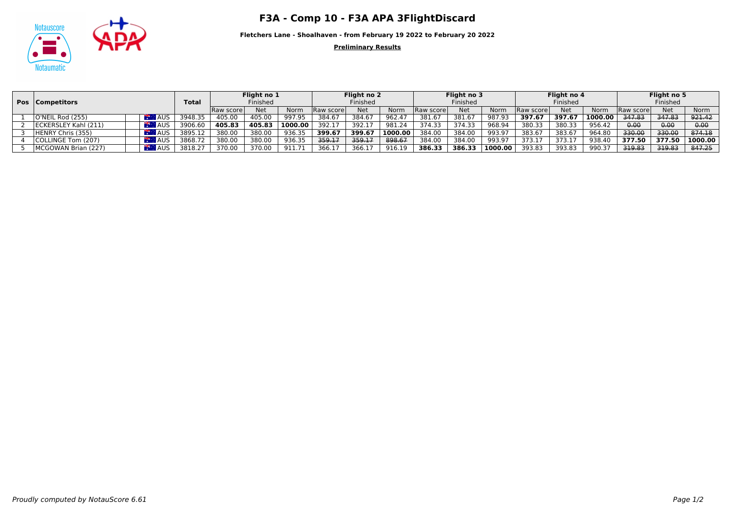# F3A - Comp 10 - F3A APA 3FlightDiscard

**Fletchers Lane - Shoalhaven - from February 19 2022 to February 20 2022**

**Preliminary Results**

| Pos | Competitors | | Total | Flight no 1 Finished | | | Flight no 2 Finished | | | Flight no 3 Finished | | | Flight no 4 Finished | | | Flight no 5 Finished | | |
|---|---|---|---|---|---|---|---|---|---|---|---|---|---|---|---|---|---|---|
| | | | | Raw score | Net | Norm | Raw score | Net | Norm | Raw score | Net | Norm | Raw score | Net | Norm | Raw score | Net | Norm |
| 1 | O'NEIL Rod (255) | AUS | 3948.35 | 405.00 | 405.00 | 997.95 | 384.67 | 384.67 | 962.47 | 381.67 | 381.67 | 987.93 | **397.67** | **397.67** | **1000.00** | ~~347.83~~ | ~~347.83~~ | ~~921.42~~ |
| 2 | ECKERSLEY Kahl (211) | AUS | 3906.60 | **405.83** | **405.83** | **1000.00** | 392.17 | 392.17 | 981.24 | 374.33 | 374.33 | 968.94 | 380.33 | 380.33 | 956.42 | ~~0.00~~ | ~~0.00~~ | ~~0.00~~ |
| 3 | HENRY Chris (355) | AUS | 3895.12 | 380.00 | 380.00 | 936.35 | **399.67** | **399.67** | **1000.00** | 384.00 | 384.00 | 993.97 | 383.67 | 383.67 | 964.80 | ~~330.00~~ | ~~330.00~~ | ~~874.18~~ |
| 4 | COLLINGE Tom (207) | AUS | 3868.72 | 380.00 | 380.00 | 936.35 | ~~359.17~~ | ~~359.17~~ | ~~898.67~~ | 384.00 | 384.00 | 993.97 | 373.17 | 373.17 | 938.40 | **377.50** | **377.50** | **1000.00** |
| 5 | MCGOWAN Brian (227) | AUS | 3818.27 | 370.00 | 370.00 | 911.71 | 366.17 | 366.17 | 916.19 | **386.33** | **386.33** | **1000.00** | 393.83 | 393.83 | 990.37 | ~~319.83~~ | ~~319.83~~ | ~~847.25~~ |

*Proudly computed by NotauScore 6.61*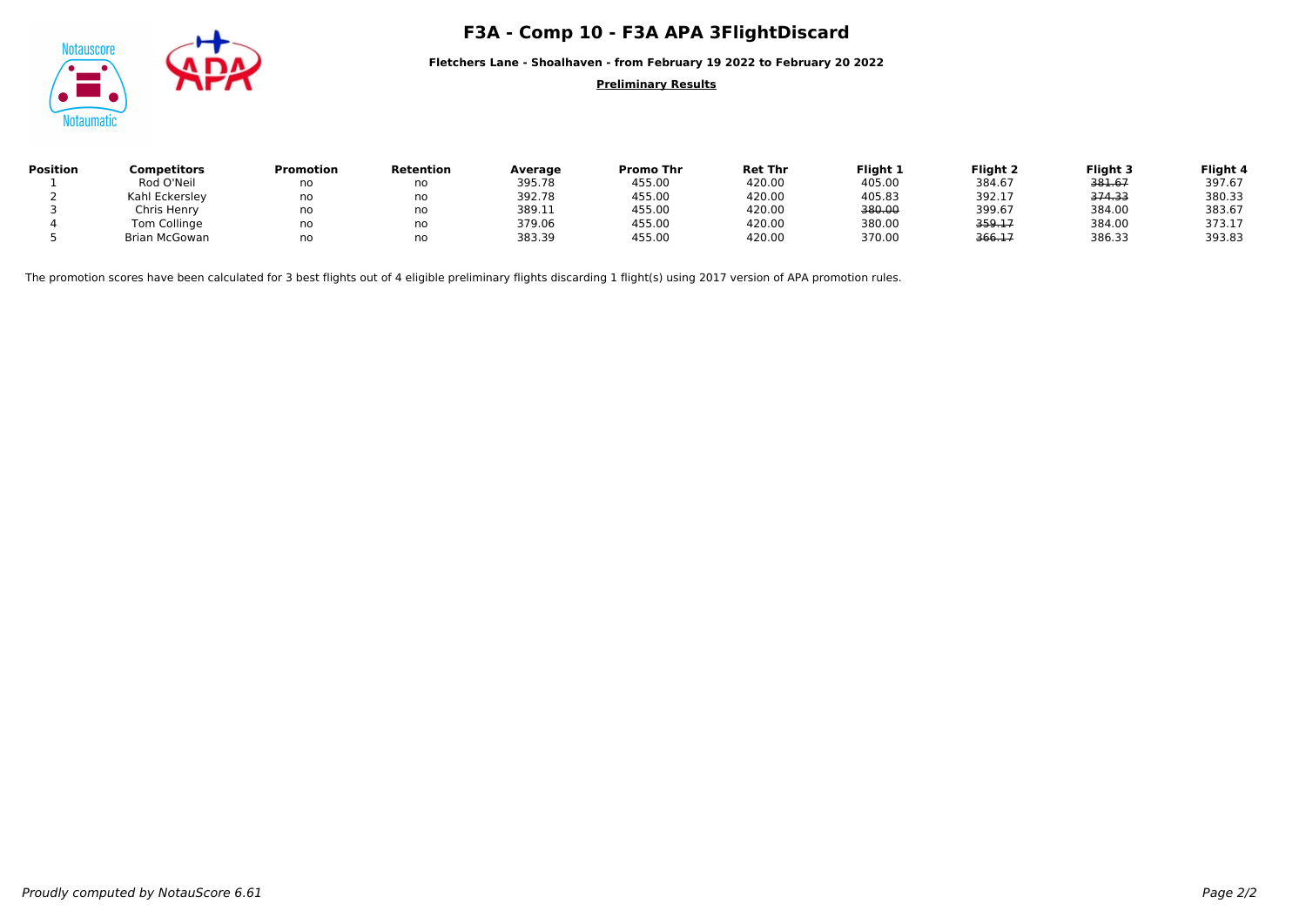# F3A - Comp 10 - F3A APA 3FlightDiscard

**Fletchers Lane - Shoalhaven - from February 19 2022 to February 20 2022**

**Preliminary Results**

| Position | Competitors | Promotion | Retention | Average | Promo Thr | Ret Thr | Flight 1 | Flight 2 | Flight 3 | Flight 4 |
|---|---|---|---|---|---|---|---|---|---|---|
| 1 | Rod O'Neil | no | no | 395.78 | 455.00 | 420.00 | 405.00 | 384.67 | ~~381.67~~ | 397.67 |
| 2 | Kahl Eckersley | no | no | 392.78 | 455.00 | 420.00 | 405.83 | 392.17 | ~~374.33~~ | 380.33 |
| 3 | Chris Henry | no | no | 389.11 | 455.00 | 420.00 | ~~380.00~~ | 399.67 | 384.00 | 383.67 |
| 4 | Tom Collinge | no | no | 379.06 | 455.00 | 420.00 | 380.00 | ~~359.17~~ | 384.00 | 373.17 |
| 5 | Brian McGowan | no | no | 383.39 | 455.00 | 420.00 | 370.00 | ~~366.17~~ | 386.33 | 393.83 |

The promotion scores have been calculated for 3 best flights out of 4 eligible preliminary flights discarding 1 flight(s) using 2017 version of APA promotion rules.

*Proudly computed by NotauScore 6.61*